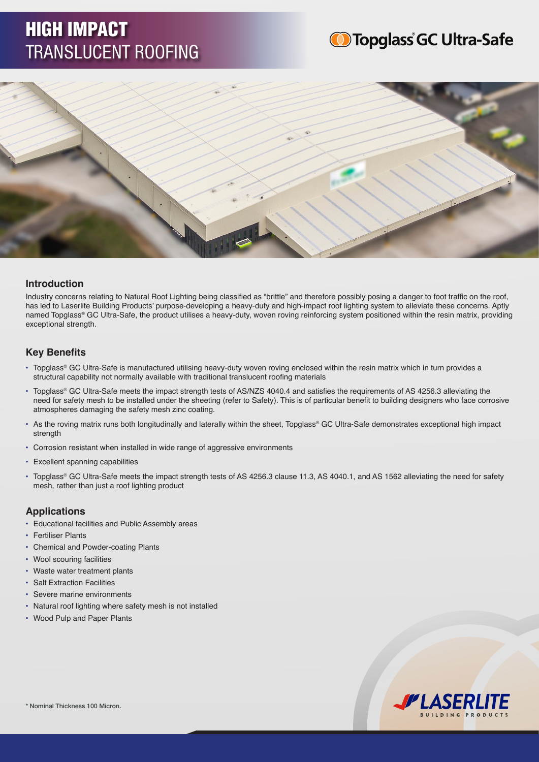# HIGH IMPACT TRANSLUCENT ROOFING

**Topglass® GC Ultra-Safe**

## Introduction

Industry concerns relating to Natural Roof Lighting being classified as "brittle" and therefore possibly posing a danger to foot traffic on the roof, has led to Laserlite Building Products' purpose-developing a heavy-duty and high-impact roof lighting system to alleviate these concerns. Aptly named Topglass® GC Ultra-Safe, the product utilises a heavy-duty, woven roving reinforcing system positioned within the resin matrix, providing exceptional strength.

## Key Benefits

- Topglass® GC Ultra-Safe is manufactured utilising heavy-duty woven roving enclosed within the resin matrix which in turn provides a structural capability not normally available with traditional translucent roofing materials
- Topglass® GC Ultra-Safe meets the impact strength tests of AS/NZS 4040.4 and satisfies the requirements of AS 4256.3 alleviating the need for safety mesh to be installed under the sheeting (refer to Safety). This is of particular benefit to building designers who face corrosive atmospheres damaging the safety mesh zinc coating.
- As the roving matrix runs both longitudinally and laterally within the sheet, Topglass® GC Ultra-Safe demonstrates exceptional high impact strength
- Corrosion resistant when installed in wide range of aggressive environments
- Excellent spanning capabilities
- Topglass® GC Ultra-Safe meets the impact strength tests of AS 4256.3 clause 11.3, AS 4040.1, and AS 1562 alleviating the need for safety mesh, rather than just a roof lighting product

## Applications

- Educational facilities and Public Assembly areas
- Fertiliser Plants
- Chemical and Powder-coating Plants
- Wool scouring facilities
- Waste water treatment plants
- Salt Extraction Facilities
- Severe marine environments
- Natural roof lighting where safety mesh is not installed
- Wood Pulp and Paper Plants

\* Nominal Thickness 100 Micron.

LASERLITE BUILDING PRODUCTS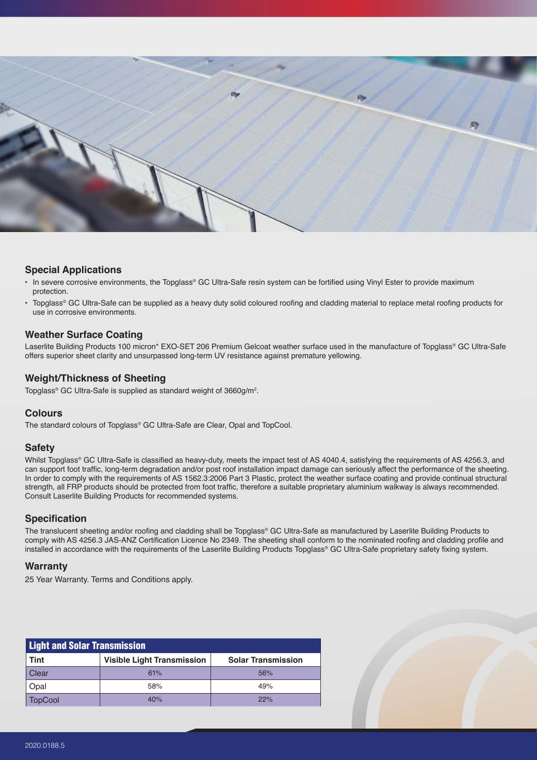## Special Applications

- In severe corrosive environments, the Topglass® GC Ultra-Safe resin system can be fortified using Vinyl Ester to provide maximum protection.
- Topglass® GC Ultra-Safe can be supplied as a heavy duty solid coloured roofing and cladding material to replace metal roofing products for use in corrosive environments.

## Weather Surface Coating

Laserlite Building Products 100 micron* EXO-SET 206 Premium Gelcoat weather surface used in the manufacture of Topglass® GC Ultra-Safe offers superior sheet clarity and unsurpassed long-term UV resistance against premature yellowing.

## Weight/Thickness of Sheeting

Topglass® GC Ultra-Safe is supplied as standard weight of 3660g/m².

## Colours

The standard colours of Topglass® GC Ultra-Safe are Clear, Opal and TopCool.

## Safety

Whilst Topglass® GC Ultra-Safe is classified as heavy-duty, meets the impact test of AS 4040.4, satisfying the requirements of AS 4256.3, and can support foot traffic, long-term degradation and/or post roof installation impact damage can seriously affect the performance of the sheeting. In order to comply with the requirements of AS 1562.3:2006 Part 3 Plastic, protect the weather surface coating and provide continual structural strength, all FRP products should be protected from foot traffic, therefore a suitable proprietary aluminium walkway is always recommended. Consult Laserlite Building Products for recommended systems.

## Specification

The translucent sheeting and/or roofing and cladding shall be Topglass® GC Ultra-Safe as manufactured by Laserlite Building Products to comply with AS 4256.3 JAS-ANZ Certification Licence No 2349. The sheeting shall conform to the nominated roofing and cladding profile and installed in accordance with the requirements of the Laserlite Building Products Topglass® GC Ultra-Safe proprietary safety fixing system.

## Warranty

25 Year Warranty. Terms and Conditions apply.

**Light and Solar Transmission**

| Tint | Visible Light Transmission | Solar Transmission |
|---|---|---|
| Clear | 61% | 56% |
| Opal | 58% | 49% |
| TopCool | 40% | 22% |

2020.0188.5